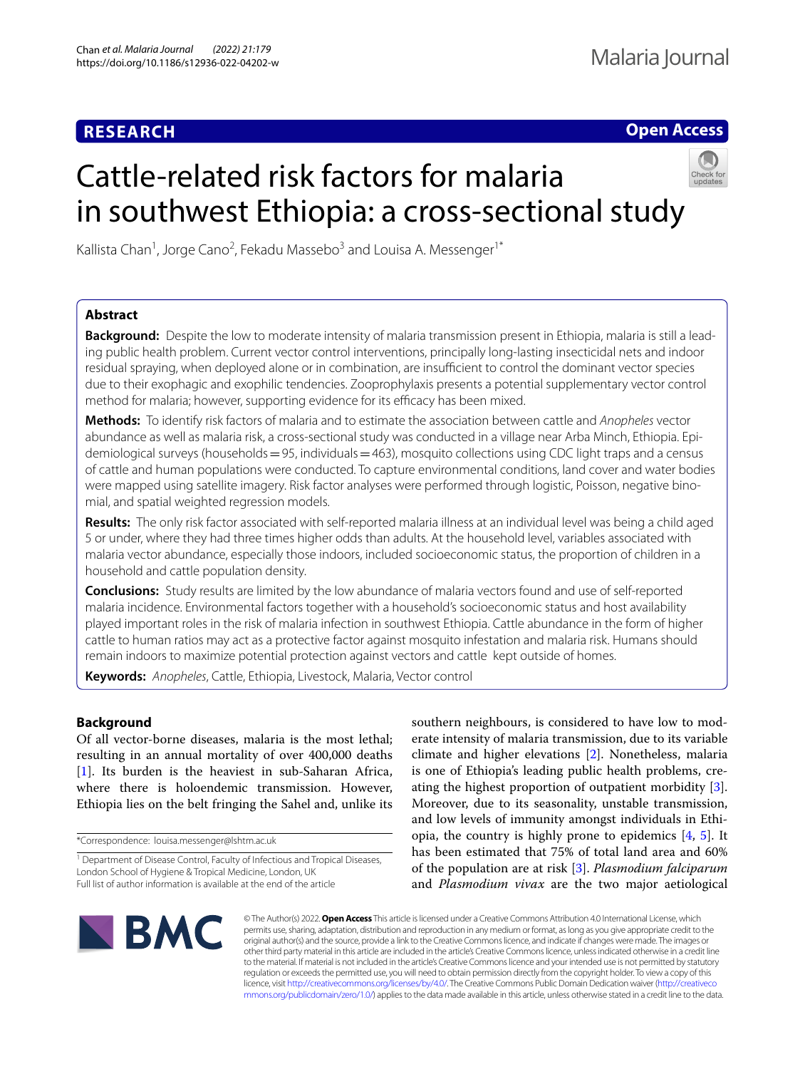**RESEARCH** **Open Access**

# Cattle-related risk factors for malaria in southwest Ethiopia: a cross-sectional study

Kallista Chan[1], Jorge Cano[2], Fekadu Massebo[3] and Louisa A. Messenger[1*]

## Abstract

**Background:** Despite the low to moderate intensity of malaria transmission present in Ethiopia, malaria is still a leading public health problem. Current vector control interventions, principally long-lasting insecticidal nets and indoor residual spraying, when deployed alone or in combination, are insufficient to control the dominant vector species due to their exophagic and exophilic tendencies. Zooprophylaxis presents a potential supplementary vector control method for malaria; however, supporting evidence for its efficacy has been mixed.

**Methods:** To identify risk factors of malaria and to estimate the association between cattle and *Anopheles* vector abundance as well as malaria risk, a cross-sectional study was conducted in a village near Arba Minch, Ethiopia. Epidemiological surveys (households = 95, individuals = 463), mosquito collections using CDC light traps and a census of cattle and human populations were conducted. To capture environmental conditions, land cover and water bodies were mapped using satellite imagery. Risk factor analyses were performed through logistic, Poisson, negative binomial, and spatial weighted regression models.

**Results:** The only risk factor associated with self-reported malaria illness at an individual level was being a child aged 5 or under, where they had three times higher odds than adults. At the household level, variables associated with malaria vector abundance, especially those indoors, included socioeconomic status, the proportion of children in a household and cattle population density.

**Conclusions:** Study results are limited by the low abundance of malaria vectors found and use of self-reported malaria incidence. Environmental factors together with a household's socioeconomic status and host availability played important roles in the risk of malaria infection in southwest Ethiopia. Cattle abundance in the form of higher cattle to human ratios may act as a protective factor against mosquito infestation and malaria risk. Humans should remain indoors to maximize potential protection against vectors and cattle kept outside of homes.

**Keywords:** *Anopheles*, Cattle, Ethiopia, Livestock, Malaria, Vector control

## Background

Of all vector-borne diseases, malaria is the most lethal; resulting in an annual mortality of over 400,000 deaths [1]. Its burden is the heaviest in sub-Saharan Africa, where there is holoendemic transmission. However, Ethiopia lies on the belt fringing the Sahel and, unlike its southern neighbours, is considered to have low to moderate intensity of malaria transmission, due to its variable climate and higher elevations [2]. Nonetheless, malaria is one of Ethiopia's leading public health problems, creating the highest proportion of outpatient morbidity [3]. Moreover, due to its seasonality, unstable transmission, and low levels of immunity amongst individuals in Ethiopia, the country is highly prone to epidemics [4, 5]. It has been estimated that 75% of total land area and 60% of the population are at risk [3]. *Plasmodium falciparum* and *Plasmodium vivax* are the two major aetiological

*Correspondence: louisa.messenger@lshtm.ac.uk

[1] Department of Disease Control, Faculty of Infectious and Tropical Diseases, London School of Hygiene & Tropical Medicine, London, UK

Full list of author information is available at the end of the article

© The Author(s) 2022. **Open Access** This article is licensed under a Creative Commons Attribution 4.0 International License, which permits use, sharing, adaptation, distribution and reproduction in any medium or format, as long as you give appropriate credit to the original author(s) and the source, provide a link to the Creative Commons licence, and indicate if changes were made. The images or other third party material in this article are included in the article's Creative Commons licence, unless indicated otherwise in a credit line to the material. If material is not included in the article's Creative Commons licence and your intended use is not permitted by statutory regulation or exceeds the permitted use, you will need to obtain permission directly from the copyright holder. To view a copy of this licence, visit http://creativecommons.org/licenses/by/4.0/. The Creative Commons Public Domain Dedication waiver (http://creativecommons.org/publicdomain/zero/1.0/) applies to the data made available in this article, unless otherwise stated in a credit line to the data.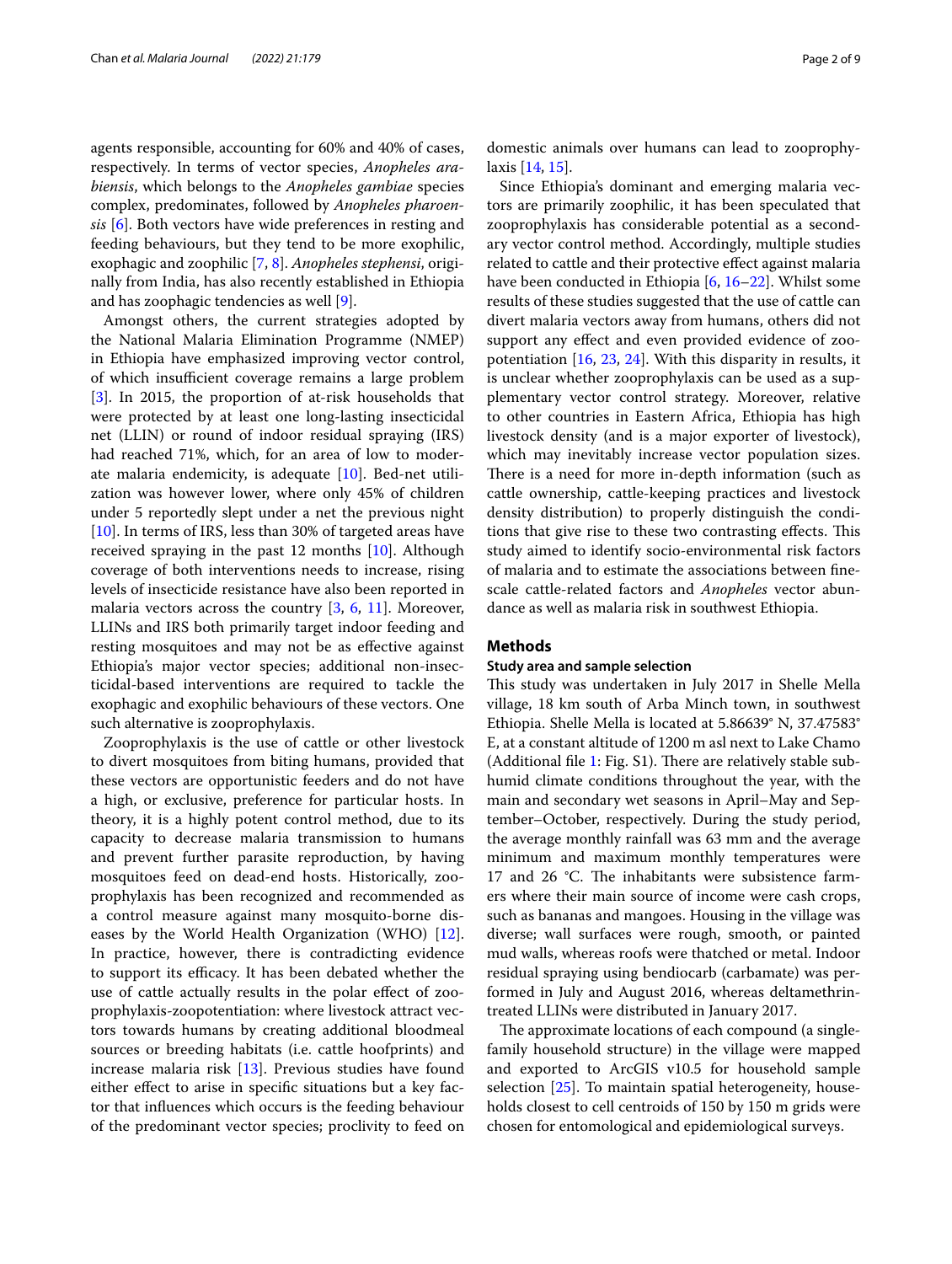agents responsible, accounting for 60% and 40% of cases, respectively. In terms of vector species, *Anopheles arabiensis*, which belongs to the *Anopheles gambiae* species complex, predominates, followed by *Anopheles pharoensis* [6]. Both vectors have wide preferences in resting and feeding behaviours, but they tend to be more exophilic, exophagic and zoophilic [7, 8]. *Anopheles stephensi*, originally from India, has also recently established in Ethiopia and has zoophagic tendencies as well [9].

Amongst others, the current strategies adopted by the National Malaria Elimination Programme (NMEP) in Ethiopia have emphasized improving vector control, of which insufficient coverage remains a large problem [3]. In 2015, the proportion of at-risk households that were protected by at least one long-lasting insecticidal net (LLIN) or round of indoor residual spraying (IRS) had reached 71%, which, for an area of low to moderate malaria endemicity, is adequate [10]. Bed-net utilization was however lower, where only 45% of children under 5 reportedly slept under a net the previous night [10]. In terms of IRS, less than 30% of targeted areas have received spraying in the past 12 months [10]. Although coverage of both interventions needs to increase, rising levels of insecticide resistance have also been reported in malaria vectors across the country [3, 6, 11]. Moreover, LLINs and IRS both primarily target indoor feeding and resting mosquitoes and may not be as effective against Ethiopia's major vector species; additional non-insecticidal-based interventions are required to tackle the exophagic and exophilic behaviours of these vectors. One such alternative is zooprophylaxis.

Zooprophylaxis is the use of cattle or other livestock to divert mosquitoes from biting humans, provided that these vectors are opportunistic feeders and do not have a high, or exclusive, preference for particular hosts. In theory, it is a highly potent control method, due to its capacity to decrease malaria transmission to humans and prevent further parasite reproduction, by having mosquitoes feed on dead-end hosts. Historically, zooprophylaxis has been recognized and recommended as a control measure against many mosquito-borne diseases by the World Health Organization (WHO) [12]. In practice, however, there is contradicting evidence to support its efficacy. It has been debated whether the use of cattle actually results in the polar effect of zooprophylaxis-zoopotentiation: where livestock attract vectors towards humans by creating additional bloodmeal sources or breeding habitats (i.e. cattle hoofprints) and increase malaria risk [13]. Previous studies have found either effect to arise in specific situations but a key factor that influences which occurs is the feeding behaviour of the predominant vector species; proclivity to feed on domestic animals over humans can lead to zooprophylaxis [14, 15].

Since Ethiopia's dominant and emerging malaria vectors are primarily zoophilic, it has been speculated that zooprophylaxis has considerable potential as a secondary vector control method. Accordingly, multiple studies related to cattle and their protective effect against malaria have been conducted in Ethiopia [6, 16–22]. Whilst some results of these studies suggested that the use of cattle can divert malaria vectors away from humans, others did not support any effect and even provided evidence of zoopotentiation [16, 23, 24]. With this disparity in results, it is unclear whether zooprophylaxis can be used as a supplementary vector control strategy. Moreover, relative to other countries in Eastern Africa, Ethiopia has high livestock density (and is a major exporter of livestock), which may inevitably increase vector population sizes. There is a need for more in-depth information (such as cattle ownership, cattle-keeping practices and livestock density distribution) to properly distinguish the conditions that give rise to these two contrasting effects. This study aimed to identify socio-environmental risk factors of malaria and to estimate the associations between fine-scale cattle-related factors and *Anopheles* vector abundance as well as malaria risk in southwest Ethiopia.

## Methods

### Study area and sample selection

This study was undertaken in July 2017 in Shelle Mella village, 18 km south of Arba Minch town, in southwest Ethiopia. Shelle Mella is located at 5.86639° N, 37.47583° E, at a constant altitude of 1200 m asl next to Lake Chamo (Additional file 1: Fig. S1). There are relatively stable sub-humid climate conditions throughout the year, with the main and secondary wet seasons in April–May and September–October, respectively. During the study period, the average monthly rainfall was 63 mm and the average minimum and maximum monthly temperatures were 17 and 26 °C. The inhabitants were subsistence farmers where their main source of income were cash crops, such as bananas and mangoes. Housing in the village was diverse; wall surfaces were rough, smooth, or painted mud walls, whereas roofs were thatched or metal. Indoor residual spraying using bendiocarb (carbamate) was performed in July and August 2016, whereas deltamethrin-treated LLINs were distributed in January 2017.

The approximate locations of each compound (a single-family household structure) in the village were mapped and exported to ArcGIS v10.5 for household sample selection [25]. To maintain spatial heterogeneity, households closest to cell centroids of 150 by 150 m grids were chosen for entomological and epidemiological surveys.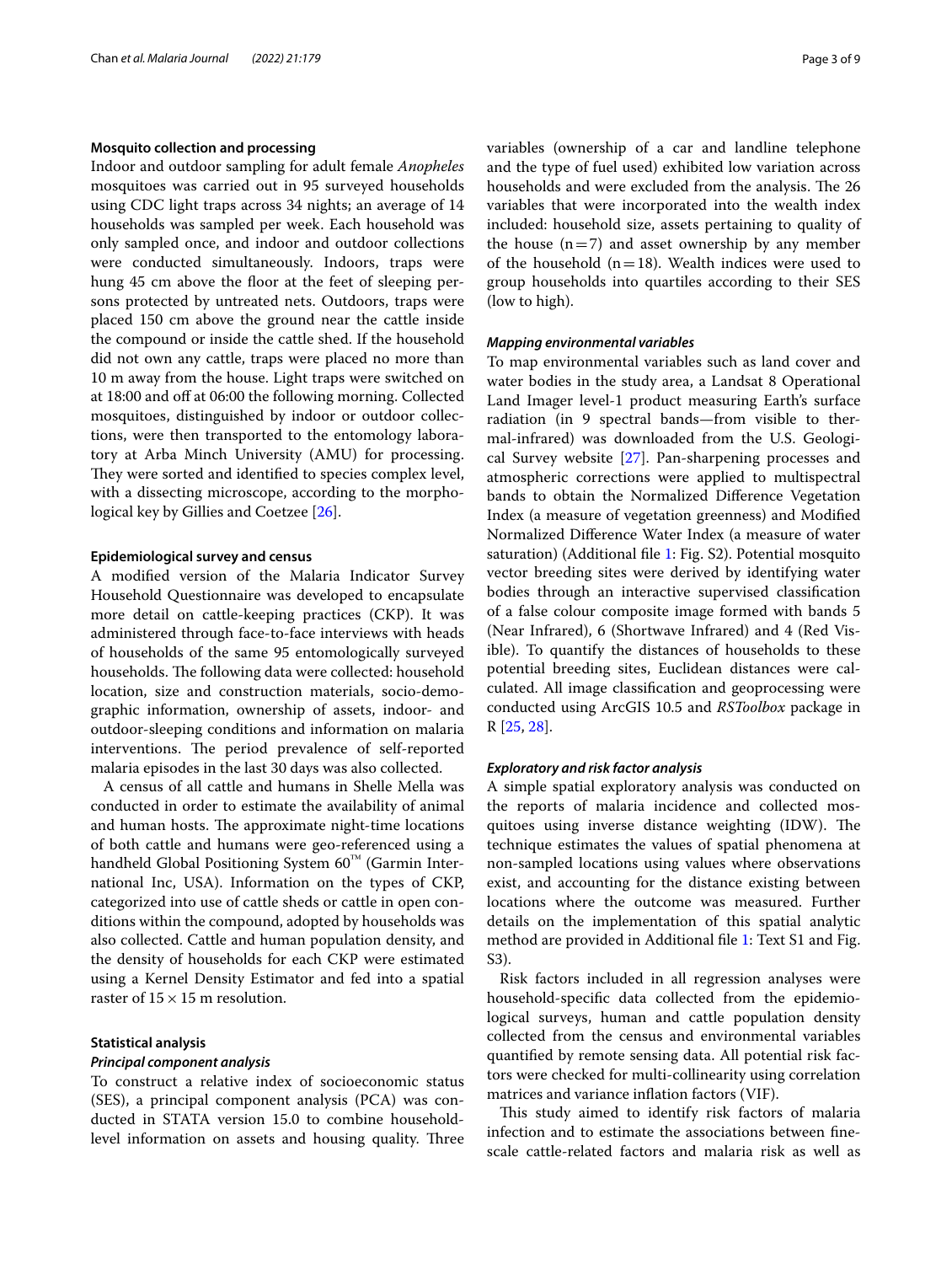### Mosquito collection and processing

Indoor and outdoor sampling for adult female *Anopheles* mosquitoes was carried out in 95 surveyed households using CDC light traps across 34 nights; an average of 14 households was sampled per week. Each household was only sampled once, and indoor and outdoor collections were conducted simultaneously. Indoors, traps were hung 45 cm above the floor at the feet of sleeping persons protected by untreated nets. Outdoors, traps were placed 150 cm above the ground near the cattle inside the compound or inside the cattle shed. If the household did not own any cattle, traps were placed no more than 10 m away from the house. Light traps were switched on at 18:00 and off at 06:00 the following morning. Collected mosquitoes, distinguished by indoor or outdoor collections, were then transported to the entomology laboratory at Arba Minch University (AMU) for processing. They were sorted and identified to species complex level, with a dissecting microscope, according to the morphological key by Gillies and Coetzee [26].

### Epidemiological survey and census

A modified version of the Malaria Indicator Survey Household Questionnaire was developed to encapsulate more detail on cattle-keeping practices (CKP). It was administered through face-to-face interviews with heads of households of the same 95 entomologically surveyed households. The following data were collected: household location, size and construction materials, socio-demographic information, ownership of assets, indoor- and outdoor-sleeping conditions and information on malaria interventions. The period prevalence of self-reported malaria episodes in the last 30 days was also collected.

A census of all cattle and humans in Shelle Mella was conducted in order to estimate the availability of animal and human hosts. The approximate night-time locations of both cattle and humans were geo-referenced using a handheld Global Positioning System 60™ (Garmin International Inc, USA). Information on the types of CKP, categorized into use of cattle sheds or cattle in open conditions within the compound, adopted by households was also collected. Cattle and human population density, and the density of households for each CKP were estimated using a Kernel Density Estimator and fed into a spatial raster of $15 \times 15$ m resolution.

### Statistical analysis

#### *Principal component analysis*

To construct a relative index of socioeconomic status (SES), a principal component analysis (PCA) was conducted in STATA version 15.0 to combine household-level information on assets and housing quality. Three variables (ownership of a car and landline telephone and the type of fuel used) exhibited low variation across households and were excluded from the analysis. The 26 variables that were incorporated into the wealth index included: household size, assets pertaining to quality of the house ($n=7$) and asset ownership by any member of the household ($n=18$). Wealth indices were used to group households into quartiles according to their SES (low to high).

#### *Mapping environmental variables*

To map environmental variables such as land cover and water bodies in the study area, a Landsat 8 Operational Land Imager level-1 product measuring Earth's surface radiation (in 9 spectral bands—from visible to thermal-infrared) was downloaded from the U.S. Geological Survey website [27]. Pan-sharpening processes and atmospheric corrections were applied to multispectral bands to obtain the Normalized Difference Vegetation Index (a measure of vegetation greenness) and Modified Normalized Difference Water Index (a measure of water saturation) (Additional file 1: Fig. S2). Potential mosquito vector breeding sites were derived by identifying water bodies through an interactive supervised classification of a false colour composite image formed with bands 5 (Near Infrared), 6 (Shortwave Infrared) and 4 (Red Visible). To quantify the distances of households to these potential breeding sites, Euclidean distances were calculated. All image classification and geoprocessing were conducted using ArcGIS 10.5 and *RSToolbox* package in R [25, 28].

#### *Exploratory and risk factor analysis*

A simple spatial exploratory analysis was conducted on the reports of malaria incidence and collected mosquitoes using inverse distance weighting (IDW). The technique estimates the values of spatial phenomena at non-sampled locations using values where observations exist, and accounting for the distance existing between locations where the outcome was measured. Further details on the implementation of this spatial analytic method are provided in Additional file 1: Text S1 and Fig. S3).

Risk factors included in all regression analyses were household-specific data collected from the epidemiological surveys, human and cattle population density collected from the census and environmental variables quantified by remote sensing data. All potential risk factors were checked for multi-collinearity using correlation matrices and variance inflation factors (VIF).

This study aimed to identify risk factors of malaria infection and to estimate the associations between fine-scale cattle-related factors and malaria risk as well as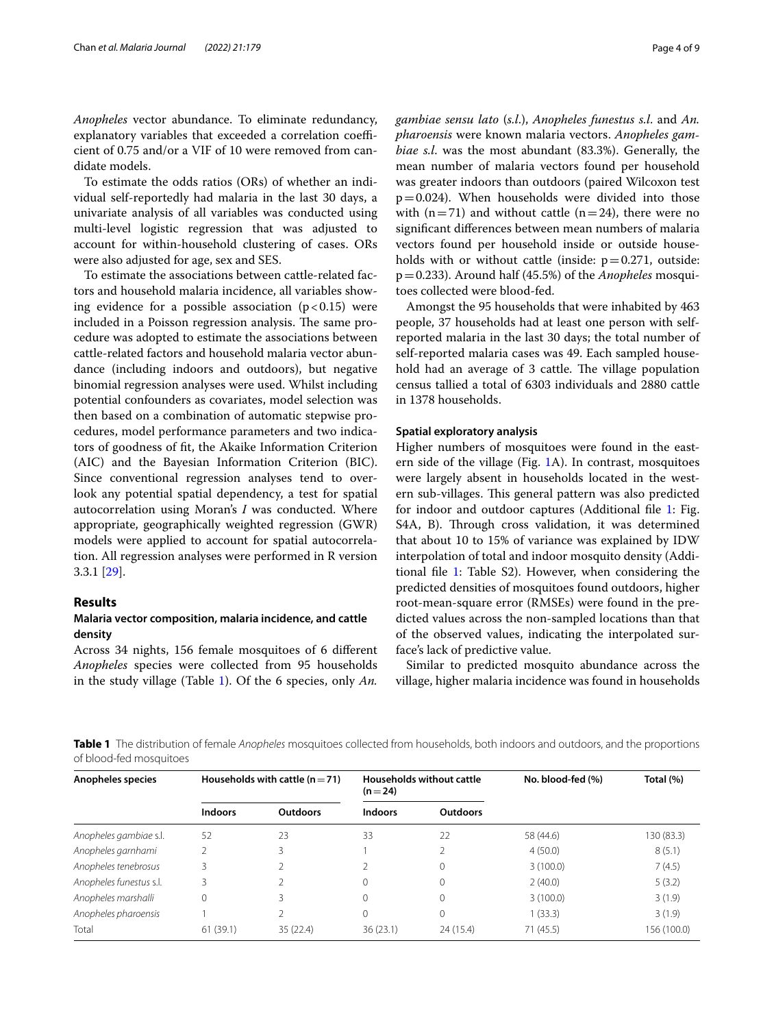*Anopheles* vector abundance. To eliminate redundancy, explanatory variables that exceeded a correlation coefficient of 0.75 and/or a VIF of 10 were removed from candidate models.

To estimate the odds ratios (ORs) of whether an individual self-reportedly had malaria in the last 30 days, a univariate analysis of all variables was conducted using multi-level logistic regression that was adjusted to account for within-household clustering of cases. ORs were also adjusted for age, sex and SES.

To estimate the associations between cattle-related factors and household malaria incidence, all variables showing evidence for a possible association ($p < 0.15$) were included in a Poisson regression analysis. The same procedure was adopted to estimate the associations between cattle-related factors and household malaria vector abundance (including indoors and outdoors), but negative binomial regression analyses were used. Whilst including potential confounders as covariates, model selection was then based on a combination of automatic stepwise procedures, model performance parameters and two indicators of goodness of fit, the Akaike Information Criterion (AIC) and the Bayesian Information Criterion (BIC). Since conventional regression analyses tend to overlook any potential spatial dependency, a test for spatial autocorrelation using Moran's *I* was conducted. Where appropriate, geographically weighted regression (GWR) models were applied to account for spatial autocorrelation. All regression analyses were performed in R version 3.3.1 [29].

## Results

### Malaria vector composition, malaria incidence, and cattle density

Across 34 nights, 156 female mosquitoes of 6 different *Anopheles* species were collected from 95 households in the study village (Table 1). Of the 6 species, only *An. gambiae sensu lato* (*s.l.*), *Anopheles funestus s.l.* and *An. pharoensis* were known malaria vectors. *Anopheles gambiae s.l.* was the most abundant (83.3%). Generally, the mean number of malaria vectors found per household was greater indoors than outdoors (paired Wilcoxon test $p = 0.024$). When households were divided into those with ($n = 71$) and without cattle ($n = 24$), there were no significant differences between mean numbers of malaria vectors found per household inside or outside households with or without cattle (inside: $p = 0.271$, outside: $p = 0.233$). Around half (45.5%) of the *Anopheles* mosquitoes collected were blood-fed.

Amongst the 95 households that were inhabited by 463 people, 37 households had at least one person with self-reported malaria in the last 30 days; the total number of self-reported malaria cases was 49. Each sampled household had an average of 3 cattle. The village population census tallied a total of 6303 individuals and 2880 cattle in 1378 households.

### Spatial exploratory analysis

Higher numbers of mosquitoes were found in the eastern side of the village (Fig. 1A). In contrast, mosquitoes were largely absent in households located in the western sub-villages. This general pattern was also predicted for indoor and outdoor captures (Additional file 1: Fig. S4A, B). Through cross validation, it was determined that about 10 to 15% of variance was explained by IDW interpolation of total and indoor mosquito density (Additional file 1: Table S2). However, when considering the predicted densities of mosquitoes found outdoors, higher root-mean-square error (RMSEs) were found in the predicted values across the non-sampled locations than that of the observed values, indicating the interpolated surface's lack of predictive value.

Similar to predicted mosquito abundance across the village, higher malaria incidence was found in households

**Table 1** The distribution of female *Anopheles* mosquitoes collected from households, both indoors and outdoors, and the proportions of blood-fed mosquitoes

| Anopheles species | Households with cattle ($n = 71$) | | Households without cattle ($n = 24$) | | No. blood-fed (%) | Total (%) |
|---|---|---|---|---|---|---|
| | Indoors | Outdoors | Indoors | Outdoors | | |
| *Anopheles gambiae* s.l. | 52 | 23 | 33 | 22 | 58 (44.6) | 130 (83.3) |
| *Anopheles garnhami* | 2 | 3 | 1 | 2 | 4 (50.0) | 8 (5.1) |
| *Anopheles tenebrosus* | 3 | 2 | 2 | 0 | 3 (100.0) | 7 (4.5) |
| *Anopheles funestus* s.l. | 3 | 2 | 0 | 0 | 2 (40.0) | 5 (3.2) |
| *Anopheles marshalli* | 0 | 3 | 0 | 0 | 3 (100.0) | 3 (1.9) |
| *Anopheles pharoensis* | 1 | 2 | 0 | 0 | 1 (33.3) | 3 (1.9) |
| Total | 61 (39.1) | 35 (22.4) | 36 (23.1) | 24 (15.4) | 71 (45.5) | 156 (100.0) |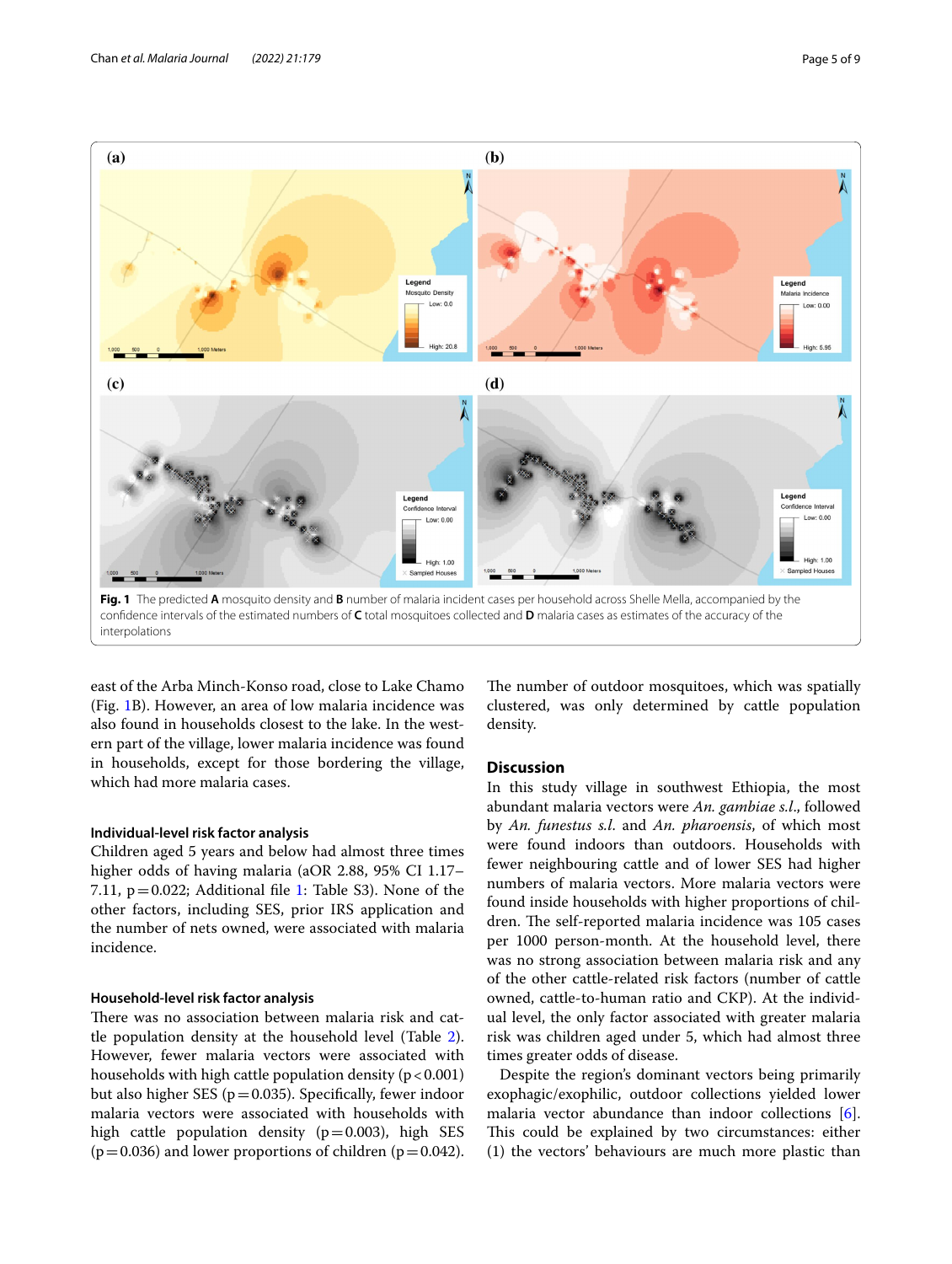Fig. 1 The predicted **A** mosquito density and **B** number of malaria incident cases per household across Shelle Mella, accompanied by the confidence intervals of the estimated numbers of **C** total mosquitoes collected and **D** malaria cases as estimates of the accuracy of the interpolations

east of the Arba Minch-Konso road, close to Lake Chamo (Fig. 1B). However, an area of low malaria incidence was also found in households closest to the lake. In the western part of the village, lower malaria incidence was found in households, except for those bordering the village, which had more malaria cases.

### Individual-level risk factor analysis

Children aged 5 years and below had almost three times higher odds of having malaria (aOR 2.88, 95% CI 1.17–7.11, $p=0.022$; Additional file 1: Table S3). None of the other factors, including SES, prior IRS application and the number of nets owned, were associated with malaria incidence.

### Household-level risk factor analysis

There was no association between malaria risk and cattle population density at the household level (Table 2). However, fewer malaria vectors were associated with households with high cattle population density ($p<0.001$) but also higher SES ($p=0.035$). Specifically, fewer indoor malaria vectors were associated with households with high cattle population density ($p=0.003$), high SES ($p=0.036$) and lower proportions of children ($p=0.042$). The number of outdoor mosquitoes, which was spatially clustered, was only determined by cattle population density.

## Discussion

In this study village in southwest Ethiopia, the most abundant malaria vectors were *An. gambiae s.l.*, followed by *An. funestus s.l.* and *An. pharoensis*, of which most were found indoors than outdoors. Households with fewer neighbouring cattle and of lower SES had higher numbers of malaria vectors. More malaria vectors were found inside households with higher proportions of children. The self-reported malaria incidence was 105 cases per 1000 person-month. At the household level, there was no strong association between malaria risk and any of the other cattle-related risk factors (number of cattle owned, cattle-to-human ratio and CKP). At the individual level, the only factor associated with greater malaria risk was children aged under 5, which had almost three times greater odds of disease.

Despite the region's dominant vectors being primarily exophagic/exophilic, outdoor collections yielded lower malaria vector abundance than indoor collections [6]. This could be explained by two circumstances: either (1) the vectors' behaviours are much more plastic than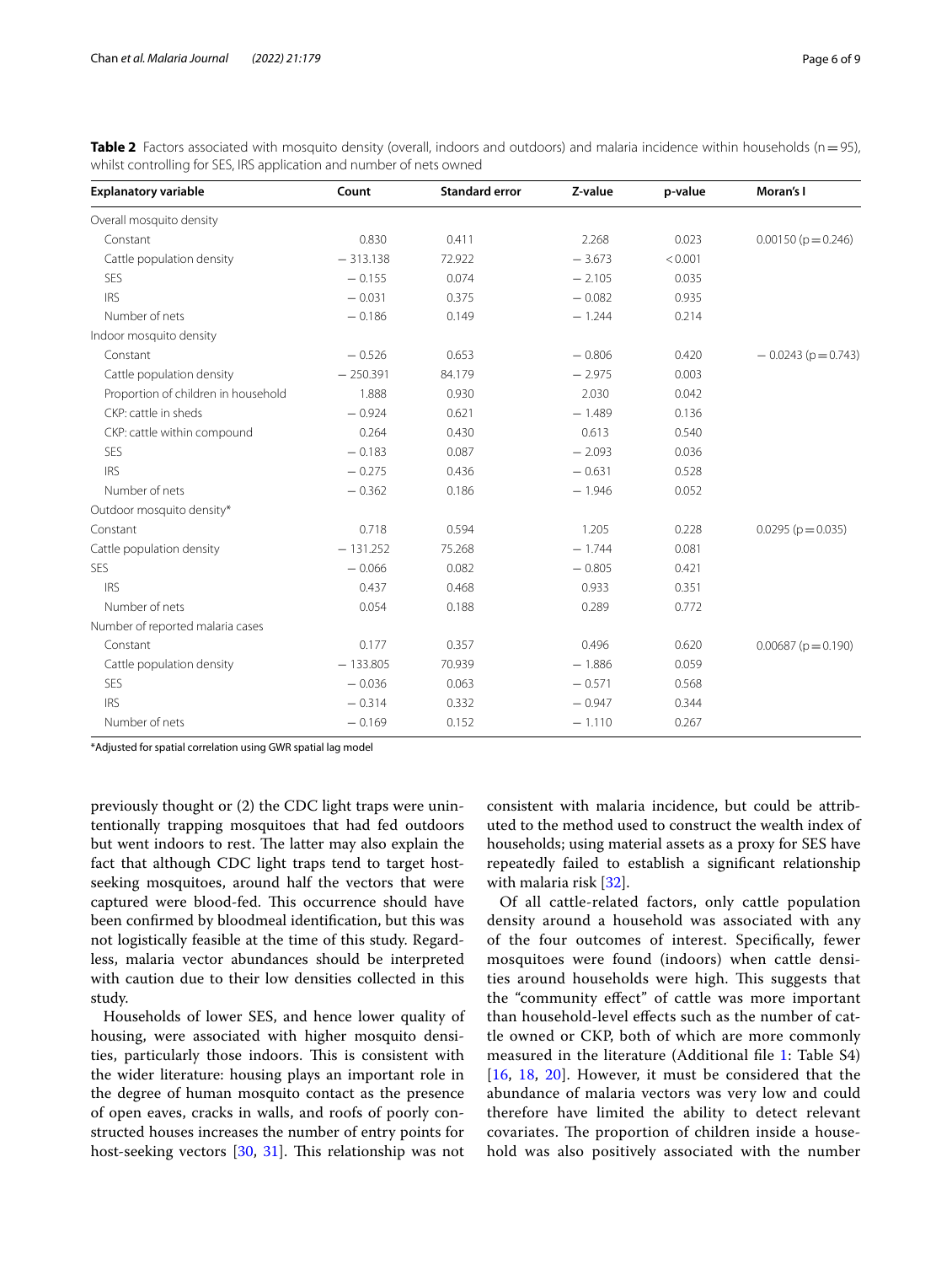**Table 2** Factors associated with mosquito density (overall, indoors and outdoors) and malaria incidence within households (n = 95), whilst controlling for SES, IRS application and number of nets owned

| Explanatory variable | Count | Standard error | Z-value | p-value | Moran's I |
|---|---|---|---|---|---|
| Overall mosquito density | | | | | |
| Constant | 0.830 | 0.411 | 2.268 | 0.023 | 0.00150 (p = 0.246) |
| Cattle population density | − 313.138 | 72.922 | − 3.673 | < 0.001 | |
| SES | − 0.155 | 0.074 | − 2.105 | 0.035 | |
| IRS | − 0.031 | 0.375 | − 0.082 | 0.935 | |
| Number of nets | − 0.186 | 0.149 | − 1.244 | 0.214 | |
| Indoor mosquito density | | | | | |
| Constant | − 0.526 | 0.653 | − 0.806 | 0.420 | − 0.0243 (p = 0.743) |
| Cattle population density | − 250.391 | 84.179 | − 2.975 | 0.003 | |
| Proportion of children in household | 1.888 | 0.930 | 2.030 | 0.042 | |
| CKP: cattle in sheds | − 0.924 | 0.621 | − 1.489 | 0.136 | |
| CKP: cattle within compound | 0.264 | 0.430 | 0.613 | 0.540 | |
| SES | − 0.183 | 0.087 | − 2.093 | 0.036 | |
| IRS | − 0.275 | 0.436 | − 0.631 | 0.528 | |
| Number of nets | − 0.362 | 0.186 | − 1.946 | 0.052 | |
| Outdoor mosquito density* | | | | | |
| Constant | 0.718 | 0.594 | 1.205 | 0.228 | 0.0295 (p = 0.035) |
| Cattle population density | − 131.252 | 75.268 | − 1.744 | 0.081 | |
| SES | − 0.066 | 0.082 | − 0.805 | 0.421 | |
| IRS | 0.437 | 0.468 | 0.933 | 0.351 | |
| Number of nets | 0.054 | 0.188 | 0.289 | 0.772 | |
| Number of reported malaria cases | | | | | |
| Constant | 0.177 | 0.357 | 0.496 | 0.620 | 0.00687 (p = 0.190) |
| Cattle population density | − 133.805 | 70.939 | − 1.886 | 0.059 | |
| SES | − 0.036 | 0.063 | − 0.571 | 0.568 | |
| IRS | − 0.314 | 0.332 | − 0.947 | 0.344 | |
| Number of nets | − 0.169 | 0.152 | − 1.110 | 0.267 | |

*Adjusted for spatial correlation using GWR spatial lag model

previously thought or (2) the CDC light traps were unintentionally trapping mosquitoes that had fed outdoors but went indoors to rest. The latter may also explain the fact that although CDC light traps tend to target host-seeking mosquitoes, around half the vectors that were captured were blood-fed. This occurrence should have been confirmed by bloodmeal identification, but this was not logistically feasible at the time of this study. Regardless, malaria vector abundances should be interpreted with caution due to their low densities collected in this study.

Households of lower SES, and hence lower quality of housing, were associated with higher mosquito densities, particularly those indoors. This is consistent with the wider literature: housing plays an important role in the degree of human mosquito contact as the presence of open eaves, cracks in walls, and roofs of poorly constructed houses increases the number of entry points for host-seeking vectors [30, 31]. This relationship was not consistent with malaria incidence, but could be attributed to the method used to construct the wealth index of households; using material assets as a proxy for SES have repeatedly failed to establish a significant relationship with malaria risk [32].

Of all cattle-related factors, only cattle population density around a household was associated with any of the four outcomes of interest. Specifically, fewer mosquitoes were found (indoors) when cattle densities around households were high. This suggests that the "community effect" of cattle was more important than household-level effects such as the number of cattle owned or CKP, both of which are more commonly measured in the literature (Additional file 1: Table S4) [16, 18, 20]. However, it must be considered that the abundance of malaria vectors was very low and could therefore have limited the ability to detect relevant covariates. The proportion of children inside a household was also positively associated with the number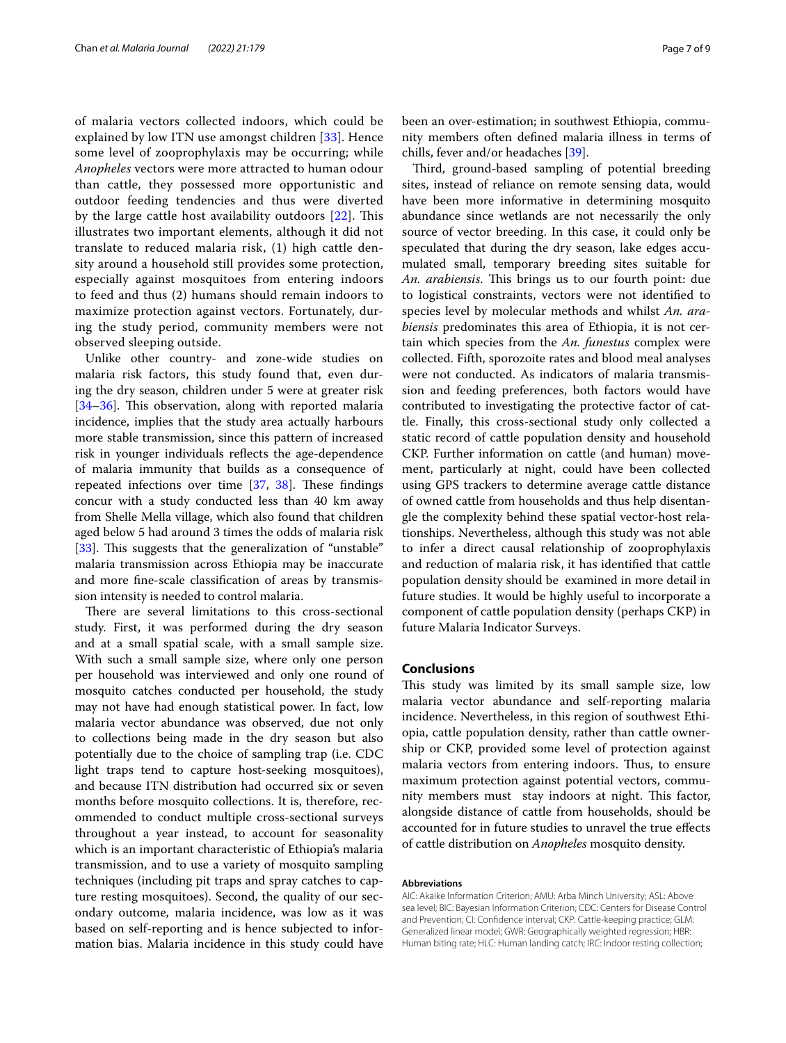of malaria vectors collected indoors, which could be explained by low ITN use amongst children [33]. Hence some level of zooprophylaxis may be occurring; while *Anopheles* vectors were more attracted to human odour than cattle, they possessed more opportunistic and outdoor feeding tendencies and thus were diverted by the large cattle host availability outdoors [22]. This illustrates two important elements, although it did not translate to reduced malaria risk, (1) high cattle density around a household still provides some protection, especially against mosquitoes from entering indoors to feed and thus (2) humans should remain indoors to maximize protection against vectors. Fortunately, during the study period, community members were not observed sleeping outside.

Unlike other country- and zone-wide studies on malaria risk factors, this study found that, even during the dry season, children under 5 were at greater risk [34–36]. This observation, along with reported malaria incidence, implies that the study area actually harbours more stable transmission, since this pattern of increased risk in younger individuals reflects the age-dependence of malaria immunity that builds as a consequence of repeated infections over time [37, 38]. These findings concur with a study conducted less than 40 km away from Shelle Mella village, which also found that children aged below 5 had around 3 times the odds of malaria risk [33]. This suggests that the generalization of "unstable" malaria transmission across Ethiopia may be inaccurate and more fine-scale classification of areas by transmission intensity is needed to control malaria.

There are several limitations to this cross-sectional study. First, it was performed during the dry season and at a small spatial scale, with a small sample size. With such a small sample size, where only one person per household was interviewed and only one round of mosquito catches conducted per household, the study may not have had enough statistical power. In fact, low malaria vector abundance was observed, due not only to collections being made in the dry season but also potentially due to the choice of sampling trap (i.e. CDC light traps tend to capture host-seeking mosquitoes), and because ITN distribution had occurred six or seven months before mosquito collections. It is, therefore, recommended to conduct multiple cross-sectional surveys throughout a year instead, to account for seasonality which is an important characteristic of Ethiopia's malaria transmission, and to use a variety of mosquito sampling techniques (including pit traps and spray catches to capture resting mosquitoes). Second, the quality of our secondary outcome, malaria incidence, was low as it was based on self-reporting and is hence subjected to information bias. Malaria incidence in this study could have been an over-estimation; in southwest Ethiopia, community members often defined malaria illness in terms of chills, fever and/or headaches [39].

Third, ground-based sampling of potential breeding sites, instead of reliance on remote sensing data, would have been more informative in determining mosquito abundance since wetlands are not necessarily the only source of vector breeding. In this case, it could only be speculated that during the dry season, lake edges accumulated small, temporary breeding sites suitable for *An. arabiensis*. This brings us to our fourth point: due to logistical constraints, vectors were not identified to species level by molecular methods and whilst *An. arabiensis* predominates this area of Ethiopia, it is not certain which species from the *An. funestus* complex were collected. Fifth, sporozoite rates and blood meal analyses were not conducted. As indicators of malaria transmission and feeding preferences, both factors would have contributed to investigating the protective factor of cattle. Finally, this cross-sectional study only collected a static record of cattle population density and household CKP. Further information on cattle (and human) movement, particularly at night, could have been collected using GPS trackers to determine average cattle distance of owned cattle from households and thus help disentangle the complexity behind these spatial vector-host relationships. Nevertheless, although this study was not able to infer a direct causal relationship of zooprophylaxis and reduction of malaria risk, it has identified that cattle population density should be examined in more detail in future studies. It would be highly useful to incorporate a component of cattle population density (perhaps CKP) in future Malaria Indicator Surveys.

## Conclusions

This study was limited by its small sample size, low malaria vector abundance and self-reporting malaria incidence. Nevertheless, in this region of southwest Ethiopia, cattle population density, rather than cattle ownership or CKP, provided some level of protection against malaria vectors from entering indoors. Thus, to ensure maximum protection against potential vectors, community members must stay indoors at night. This factor, alongside distance of cattle from households, should be accounted for in future studies to unravel the true effects of cattle distribution on *Anopheles* mosquito density.

#### Abbreviations

AIC: Akaike Information Criterion; AMU: Arba Minch University; ASL: Above sea level; BIC: Bayesian Information Criterion; CDC: Centers for Disease Control and Prevention; CI: Confidence interval; CKP: Cattle-keeping practice; GLM: Generalized linear model; GWR: Geographically weighted regression; HBR: Human biting rate; HLC: Human landing catch; IRC: Indoor resting collection;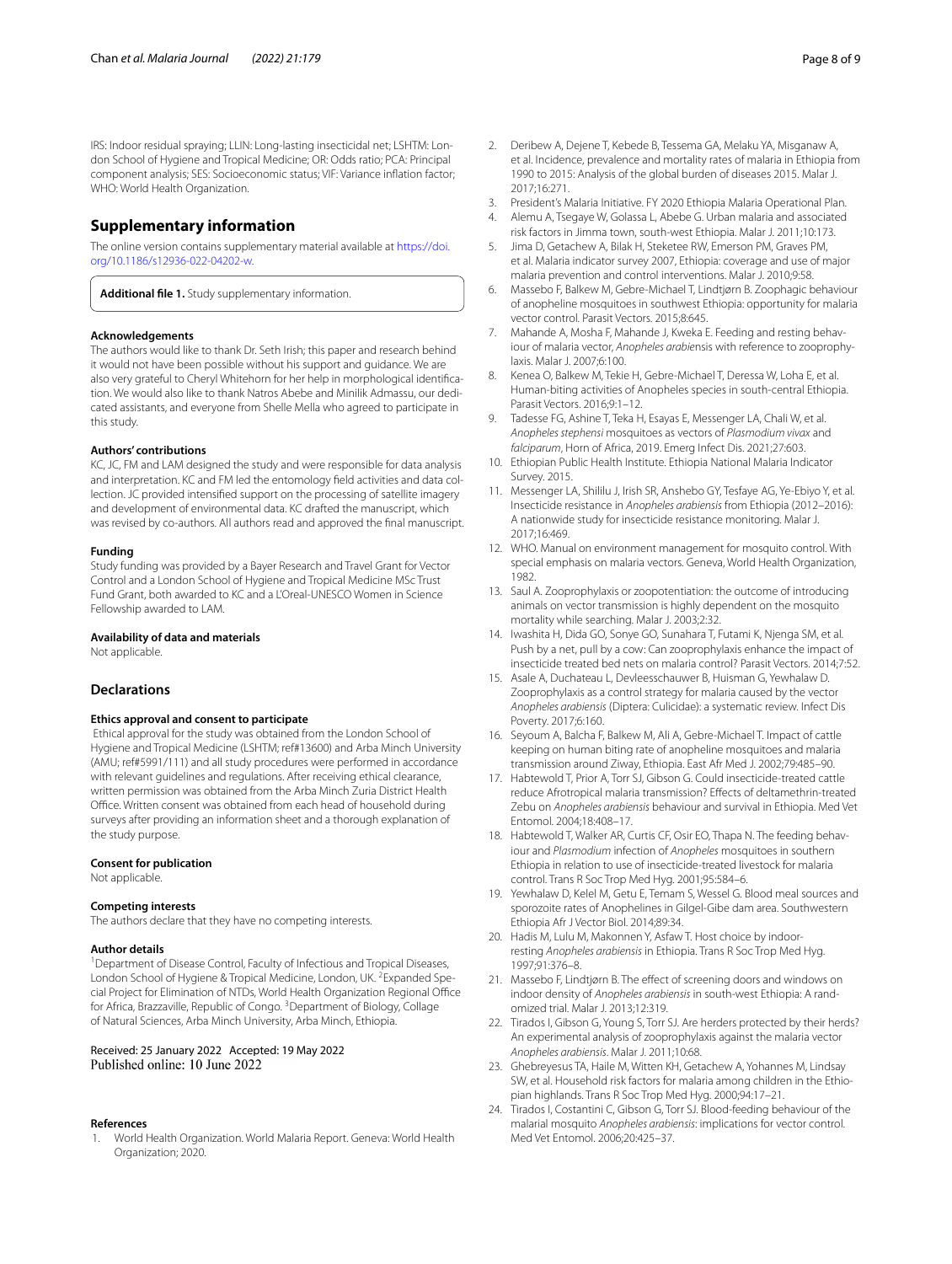IRS: Indoor residual spraying; LLIN: Long-lasting insecticidal net; LSHTM: London School of Hygiene and Tropical Medicine; OR: Odds ratio; PCA: Principal component analysis; SES: Socioeconomic status; VIF: Variance inflation factor; WHO: World Health Organization.

## Supplementary information

The online version contains supplementary material available at https://doi.org/10.1186/s12936-022-04202-w.

**Additional file 1.** Study supplementary information.

### Acknowledgements

The authors would like to thank Dr. Seth Irish; this paper and research behind it would not have been possible without his support and guidance. We are also very grateful to Cheryl Whitehorn for her help in morphological identification. We would also like to thank Natros Abebe and Minilik Admassu, our dedicated assistants, and everyone from Shelle Mella who agreed to participate in this study.

### Authors' contributions

KC, JC, FM and LAM designed the study and were responsible for data analysis and interpretation. KC and FM led the entomology field activities and data collection. JC provided intensified support on the processing of satellite imagery and development of environmental data. KC drafted the manuscript, which was revised by co-authors. All authors read and approved the final manuscript.

### Funding

Study funding was provided by a Bayer Research and Travel Grant for Vector Control and a London School of Hygiene and Tropical Medicine MSc Trust Fund Grant, both awarded to KC and a L'Oreal-UNESCO Women in Science Fellowship awarded to LAM.

### Availability of data and materials

Not applicable.

## Declarations

### Ethics approval and consent to participate

Ethical approval for the study was obtained from the London School of Hygiene and Tropical Medicine (LSHTM; ref#13600) and Arba Minch University (AMU; ref#5991/111) and all study procedures were performed in accordance with relevant guidelines and regulations. After receiving ethical clearance, written permission was obtained from the Arba Minch Zuria District Health Office. Written consent was obtained from each head of household during surveys after providing an information sheet and a thorough explanation of the study purpose.

### Consent for publication

Not applicable.

### Competing interests

The authors declare that they have no competing interests.

### Author details

[1] Department of Disease Control, Faculty of Infectious and Tropical Diseases, London School of Hygiene & Tropical Medicine, London, UK. [2] Expanded Special Project for Elimination of NTDs, World Health Organization Regional Office for Africa, Brazzaville, Republic of Congo. [3] Department of Biology, Collage of Natural Sciences, Arba Minch University, Arba Minch, Ethiopia.

Received: 25 January 2022 Accepted: 19 May 2022
Published online: 10 June 2022

### References

1. World Health Organization. World Malaria Report. Geneva: World Health Organization; 2020.
2. Deribew A, Dejene T, Kebede B, Tessema GA, Melaku YA, Misganaw A, et al. Incidence, prevalence and mortality rates of malaria in Ethiopia from 1990 to 2015: Analysis of the global burden of diseases 2015. Malar J. 2017;16:271.
3. President's Malaria Initiative. FY 2020 Ethiopia Malaria Operational Plan.
4. Alemu A, Tsegaye W, Golassa L, Abebe G. Urban malaria and associated risk factors in Jimma town, south-west Ethiopia. Malar J. 2011;10:173.
5. Jima D, Getachew A, Bilak H, Steketee RW, Emerson PM, Graves PM, et al. Malaria indicator survey 2007, Ethiopia: coverage and use of major malaria prevention and control interventions. Malar J. 2010;9:58.
6. Massebo F, Balkew M, Gebre-Michael T, Lindtjørn B. Zoophagic behaviour of anopheline mosquitoes in southwest Ethiopia: opportunity for malaria vector control. Parasit Vectors. 2015;8:645.
7. Mahande A, Mosha F, Mahande J, Kweka E. Feeding and resting behaviour of malaria vector, *Anopheles arabiensis* with reference to zooprophylaxis. Malar J. 2007;6:100.
8. Kenea O, Balkew M, Tekie H, Gebre-Michael T, Deressa W, Loha E, et al. Human-biting activities of Anopheles species in south-central Ethiopia. Parasit Vectors. 2016;9:1–12.
9. Tadesse FG, Ashine T, Teka H, Esayas E, Messenger LA, Chali W, et al. *Anopheles stephensi* mosquitoes as vectors of *Plasmodium vivax* and *falciparum*, Horn of Africa, 2019. Emerg Infect Dis. 2021;27:603.
10. Ethiopian Public Health Institute. Ethiopia National Malaria Indicator Survey. 2015.
11. Messenger LA, Shililu J, Irish SR, Anshebo GY, Tesfaye AG, Ye-Ebiyo Y, et al. Insecticide resistance in *Anopheles arabiensis* from Ethiopia (2012–2016): A nationwide study for insecticide resistance monitoring. Malar J. 2017;16:469.
12. WHO. Manual on environment management for mosquito control. With special emphasis on malaria vectors. Geneva, World Health Organization, 1982.
13. Saul A. Zooprophylaxis or zoopotentiation: the outcome of introducing animals on vector transmission is highly dependent on the mosquito mortality while searching. Malar J. 2003;2:32.
14. Iwashita H, Dida GO, Sonye GO, Sunahara T, Futami K, Njenga SM, et al. Push by a net, pull by a cow: Can zooprophylaxis enhance the impact of insecticide treated bed nets on malaria control? Parasit Vectors. 2014;7:52.
15. Asale A, Duchateau L, Devleesschauwer B, Huisman G, Yewhalaw D. Zooprophylaxis as a control strategy for malaria caused by the vector *Anopheles arabiensis* (Diptera: Culicidae): a systematic review. Infect Dis Poverty. 2017;6:160.
16. Seyoum A, Balcha F, Balkew M, Ali A, Gebre-Michael T. Impact of cattle keeping on human biting rate of anopheline mosquitoes and malaria transmission around Ziway, Ethiopia. East Afr Med J. 2002;79:485–90.
17. Habtewold T, Prior A, Torr SJ, Gibson G. Could insecticide-treated cattle reduce Afrotropical malaria transmission? Effects of deltamethrin-treated Zebu on *Anopheles arabiensis* behaviour and survival in Ethiopia. Med Vet Entomol. 2004;18:408–17.
18. Habtewold T, Walker AR, Curtis CF, Osir EO, Thapa N. The feeding behaviour and *Plasmodium* infection of *Anopheles* mosquitoes in southern Ethiopia in relation to use of insecticide-treated livestock for malaria control. Trans R Soc Trop Med Hyg. 2001;95:584–6.
19. Yewhalaw D, Kelel M, Getu E, Temam S, Wessel G. Blood meal sources and sporozoite rates of Anophelines in Gilgel-Gibe dam area. Southwestern Ethiopia Afr J Vector Biol. 2014;89:34.
20. Hadis M, Lulu M, Makonnen Y, Asfaw T. Host choice by indoor-resting *Anopheles arabiensis* in Ethiopia. Trans R Soc Trop Med Hyg. 1997;91:376–8.
21. Massebo F, Lindtjørn B. The effect of screening doors and windows on indoor density of *Anopheles arabiensis* in south-west Ethiopia: A randomized trial. Malar J. 2013;12:319.
22. Tirados I, Gibson G, Young S, Torr SJ. Are herders protected by their herds? An experimental analysis of zooprophylaxis against the malaria vector *Anopheles arabiensis*. Malar J. 2011;10:68.
23. Ghebreyesus TA, Haile M, Witten KH, Getachew A, Yohannes M, Lindsay SW, et al. Household risk factors for malaria among children in the Ethiopian highlands. Trans R Soc Trop Med Hyg. 2000;94:17–21.
24. Tirados I, Costantini C, Gibson G, Torr SJ. Blood-feeding behaviour of the malarial mosquito *Anopheles arabiensis*: implications for vector control. Med Vet Entomol. 2006;20:425–37.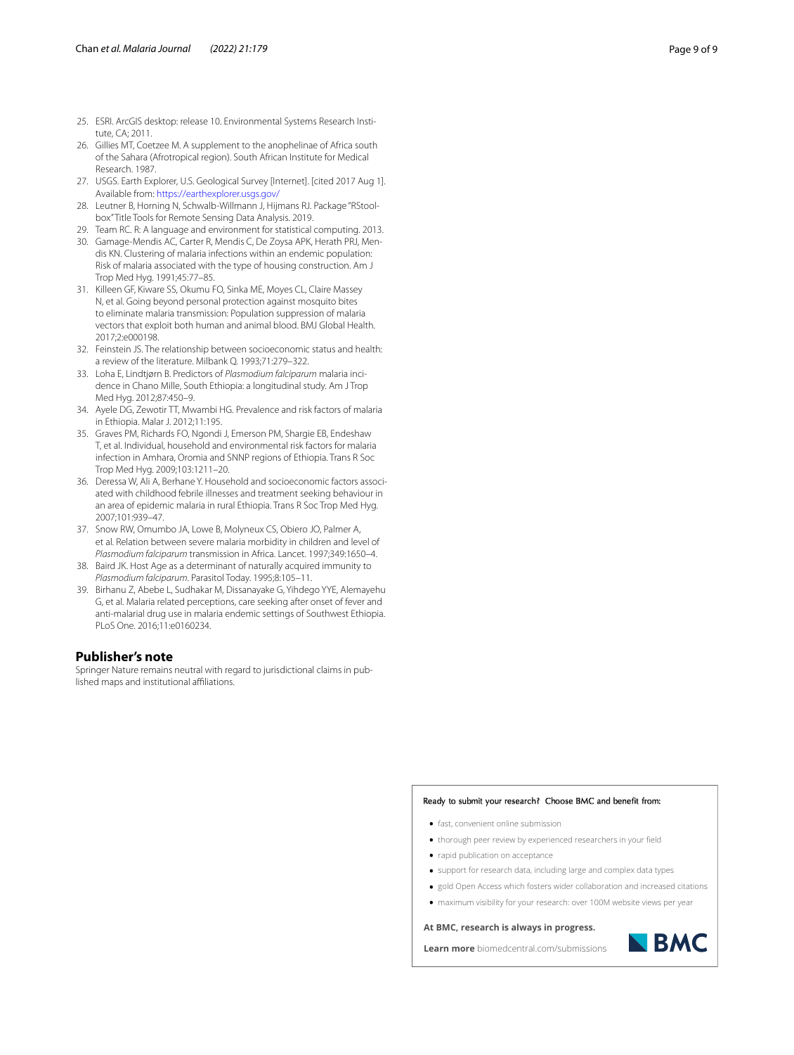25. ESRI. ArcGIS desktop: release 10. Environmental Systems Research Institute, CA; 2011.
26. Gillies MT, Coetzee M. A supplement to the anophelinae of Africa south of the Sahara (Afrotropical region). South African Institute for Medical Research. 1987.
27. USGS. Earth Explorer, U.S. Geological Survey [Internet]. [cited 2017 Aug 1]. Available from: https://earthexplorer.usgs.gov/
28. Leutner B, Horning N, Schwalb-Willmann J, Hijmans RJ. Package "RStoolbox" Title Tools for Remote Sensing Data Analysis. 2019.
29. Team RC. R: A language and environment for statistical computing. 2013.
30. Gamage-Mendis AC, Carter R, Mendis C, De Zoysa APK, Herath PRJ, Mendis KN. Clustering of malaria infections within an endemic population: Risk of malaria associated with the type of housing construction. Am J Trop Med Hyg. 1991;45:77–85.
31. Killeen GF, Kiware SS, Okumu FO, Sinka ME, Moyes CL, Claire Massey N, et al. Going beyond personal protection against mosquito bites to eliminate malaria transmission: Population suppression of malaria vectors that exploit both human and animal blood. BMJ Global Health. 2017;2:e000198.
32. Feinstein JS. The relationship between socioeconomic status and health: a review of the literature. Milbank Q. 1993;71:279–322.
33. Loha E, Lindtjørn B. Predictors of *Plasmodium falciparum* malaria incidence in Chano Mille, South Ethiopia: a longitudinal study. Am J Trop Med Hyg. 2012;87:450–9.
34. Ayele DG, Zewotir TT, Mwambi HG. Prevalence and risk factors of malaria in Ethiopia. Malar J. 2012;11:195.
35. Graves PM, Richards FO, Ngondi J, Emerson PM, Shargie EB, Endeshaw T, et al. Individual, household and environmental risk factors for malaria infection in Amhara, Oromia and SNNP regions of Ethiopia. Trans R Soc Trop Med Hyg. 2009;103:1211–20.
36. Deressa W, Ali A, Berhane Y. Household and socioeconomic factors associated with childhood febrile illnesses and treatment seeking behaviour in an area of epidemic malaria in rural Ethiopia. Trans R Soc Trop Med Hyg. 2007;101:939–47.
37. Snow RW, Omumbo JA, Lowe B, Molyneux CS, Obiero JO, Palmer A, et al. Relation between severe malaria morbidity in children and level of *Plasmodium falciparum* transmission in Africa. Lancet. 1997;349:1650–4.
38. Baird JK. Host Age as a determinant of naturally acquired immunity to *Plasmodium falciparum*. Parasitol Today. 1995;8:105–11.
39. Birhanu Z, Abebe L, Sudhakar M, Dissanayake G, Yihdego YYE, Alemayehu G, et al. Malaria related perceptions, care seeking after onset of fever and anti-malarial drug use in malaria endemic settings of Southwest Ethiopia. PLoS One. 2016;11:e0160234.

## Publisher's note

Springer Nature remains neutral with regard to jurisdictional claims in published maps and institutional affiliations.

Ready to submit your research? Choose BMC and benefit from:

- fast, convenient online submission
- thorough peer review by experienced researchers in your field
- rapid publication on acceptance
- support for research data, including large and complex data types
- gold Open Access which fosters wider collaboration and increased citations
- maximum visibility for your research: over 100M website views per year

**At BMC, research is always in progress.**

**Learn more** biomedcentral.com/submissions

BMC